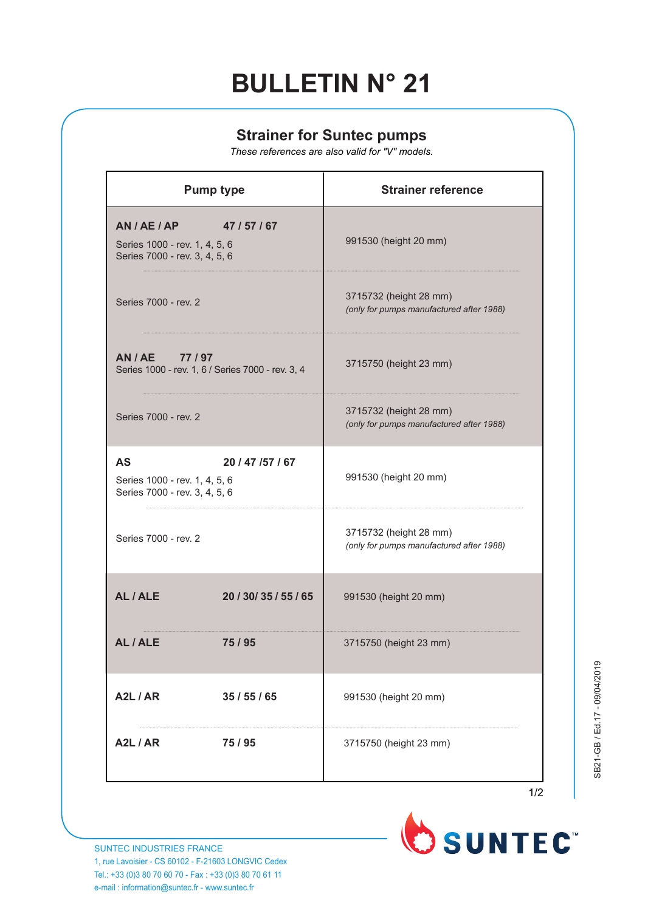# BULLETIN N° 21

## Strainer for Suntec pumps

*These references are also valid for "V" models.*

| Pump type | Strainer reference |
|---|---|
| **AN / AE / AP 47 / 57 / 67**<br>Series 1000 - rev. 1, 4, 5, 6<br>Series 7000 - rev. 3, 4, 5, 6 | 991530 (height 20 mm) |
| Series 7000 - rev. 2 | 3715732 (height 28 mm)<br>*(only for pumps manufactured after 1988)* |
| **AN / AE 77 / 97**<br>Series 1000 - rev. 1, 6 / Series 7000 - rev. 3, 4 | 3715750 (height 23 mm) |
| Series 7000 - rev. 2 | 3715732 (height 28 mm)<br>*(only for pumps manufactured after 1988)* |
| **AS 20 / 47 /57 / 67**<br>Series 1000 - rev. 1, 4, 5, 6<br>Series 7000 - rev. 3, 4, 5, 6 | 991530 (height 20 mm) |
| Series 7000 - rev. 2 | 3715732 (height 28 mm)<br>*(only for pumps manufactured after 1988)* |
| **AL / ALE 20 / 30/ 35 / 55 / 65** | 991530 (height 20 mm) |
| **AL / ALE 75 / 95** | 3715750 (height 23 mm) |
| **A2L / AR 35 / 55 / 65** | 991530 (height 20 mm) |
| **A2L / AR 75 / 95** | 3715750 (height 23 mm) |

SB21-GB / Ed.17 - 09/04/2019

SUNTEC INDUSTRIES FRANCE
1, rue Lavoisier - CS 60102 - F-21603 LONGVIC Cedex
Tel.: +33 (0)3 80 70 60 70 - Fax : +33 (0)3 80 70 61 11
e-mail : information@suntec.fr - www.suntec.fr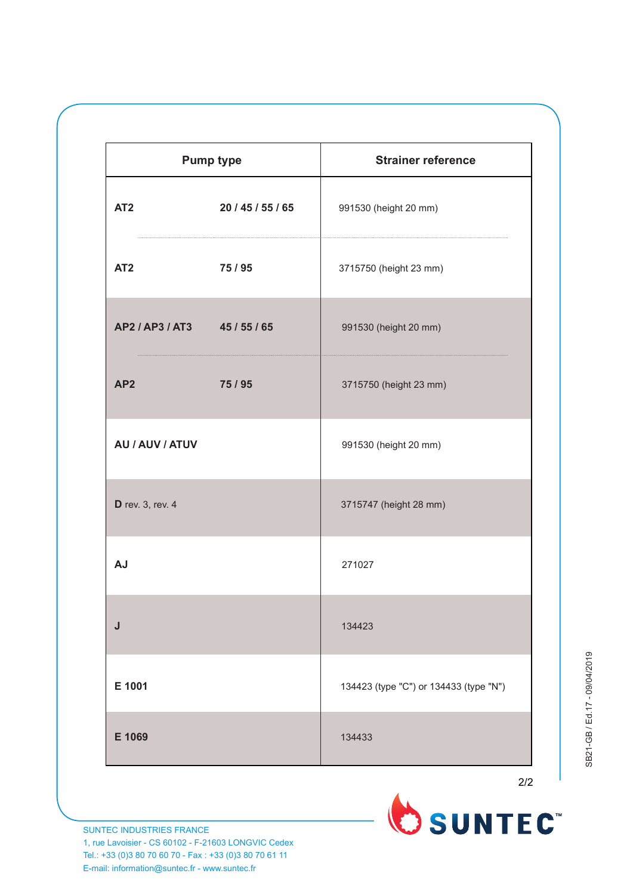| Pump type | | Strainer reference |
|---|---|---|
| **AT2** | **20 / 45 / 55 / 65** | 991530 (height 20 mm) |
| **AT2** | **75 / 95** | 3715750 (height 23 mm) |
| **AP2 / AP3 / AT3** | **45 / 55 / 65** | 991530 (height 20 mm) |
| **AP2** | **75 / 95** | 3715750 (height 23 mm) |
| **AU / AUV / ATUV** | | 991530 (height 20 mm) |
| **D** rev. 3, rev. 4 | | 3715747 (height 28 mm) |
| **AJ** | | 271027 |
| **J** | | 134423 |
| **E 1001** | | 134423 (type "C") or 134433 (type "N") |
| **E 1069** | | 134433 |

SB21-GB / Ed.17 - 09/04/2019

SUNTEC™

SUNTEC INDUSTRIES FRANCE
1, rue Lavoisier - CS 60102 - F-21603 LONGVIC Cedex
Tel.: +33 (0)3 80 70 60 70 - Fax : +33 (0)3 80 70 61 11
E-mail: information@suntec.fr - www.suntec.fr